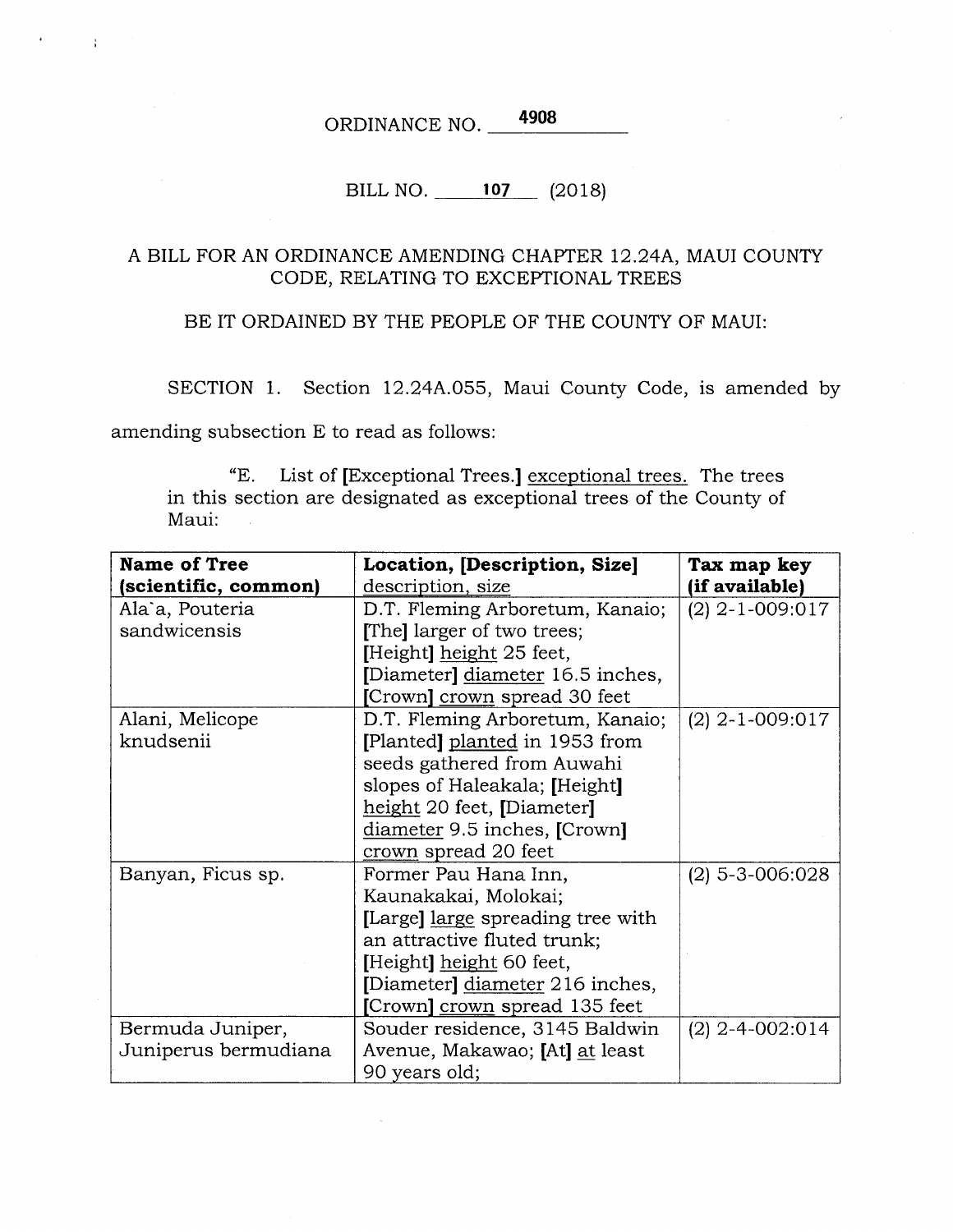ORDINANCE NO. 4908

BILL NO. 107 (2018)

A BILL FOR AN ORDINANCE AMENDING CHAPTER 12.24A, MAUI COUNTY CODE, RELATING TO EXCEPTIONAL TREES

BE IT ORDAINED BY THE PEOPLE OF THE COUNTY OF MAUI:

SECTION 1. Section 12.24A.055, Maui County Code, is amended by amending subsection E to read as follows:

"E. List of [Exceptional Trees.] exceptional trees. The trees in this section are designated as exceptional trees of the County of Maui:

| Name of Tree (scientific, common) | Location, [Description, Size] description, size | Tax map key (if available) |
|---|---|---|
| Ala`a, Pouteria sandwicensis | D.T. Fleming Arboretum, Kanaio; [The] larger of two trees; [Height] height 25 feet, [Diameter] diameter 16.5 inches, [Crown] crown spread 30 feet | (2) 2-1-009:017 |
| Alani, Melicope knudsenii | D.T. Fleming Arboretum, Kanaio; [Planted] planted in 1953 from seeds gathered from Auwahi slopes of Haleakala; [Height] height 20 feet, [Diameter] diameter 9.5 inches, [Crown] crown spread 20 feet | (2) 2-1-009:017 |
| Banyan, Ficus sp. | Former Pau Hana Inn, Kaunakakai, Molokai; [Large] large spreading tree with an attractive fluted trunk; [Height] height 60 feet, [Diameter] diameter 216 inches, [Crown] crown spread 135 feet | (2) 5-3-006:028 |
| Bermuda Juniper, Juniperus bermudiana | Souder residence, 3145 Baldwin Avenue, Makawao; [At] at least 90 years old; | (2) 2-4-002:014 |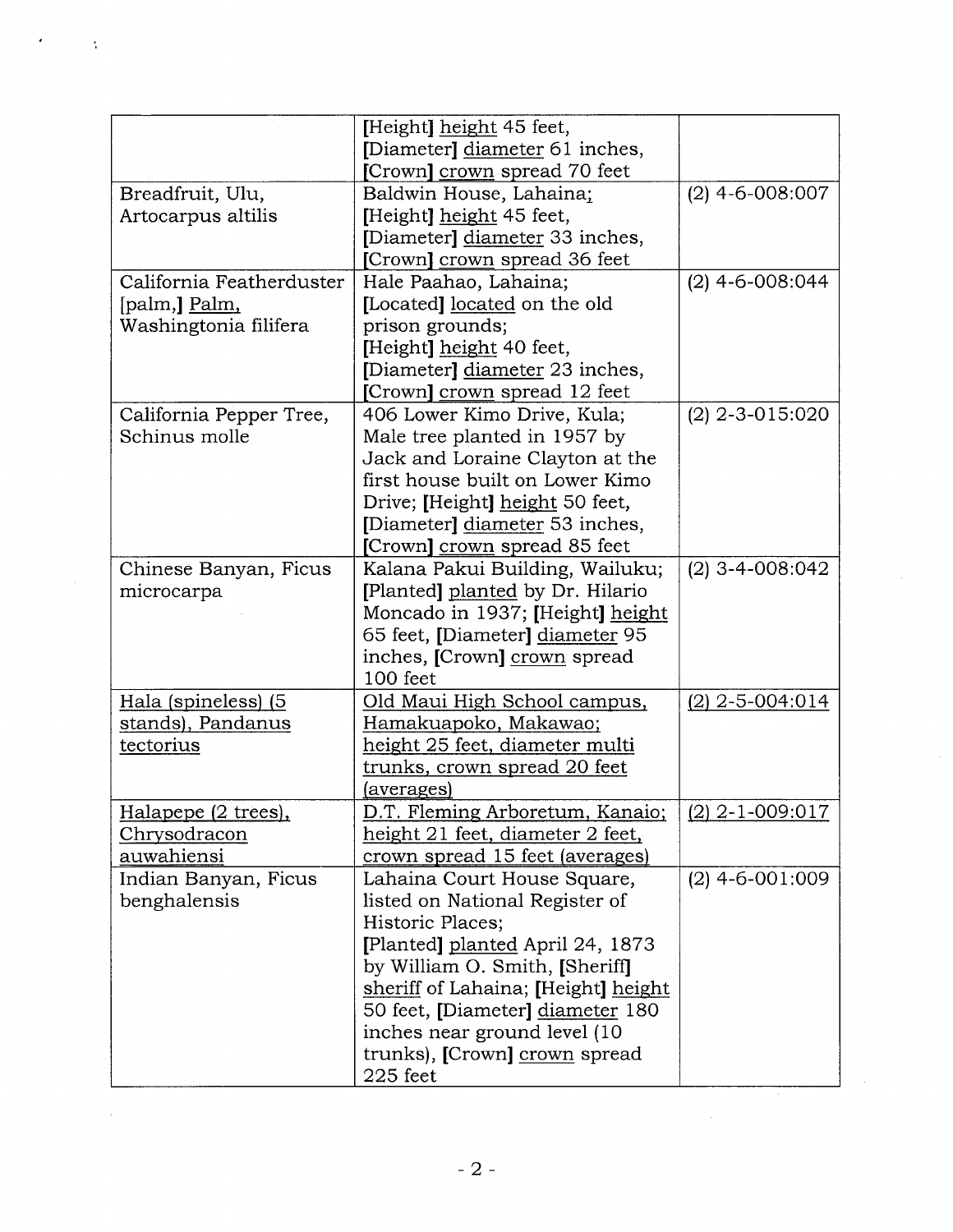| | | |
|---|---|---|
| | [Height] height 45 feet, [Diameter] diameter 61 inches, [Crown] crown spread 70 feet | |
| Breadfruit, Ulu, Artocarpus altilis | Baldwin House, Lahaina; [Height] height 45 feet, [Diameter] diameter 33 inches, [Crown] crown spread 36 feet | (2) 4-6-008:007 |
| California Featherduster [palm,] Palm, Washingtonia filifera | Hale Paahao, Lahaina; [Located] located on the old prison grounds; [Height] height 40 feet, [Diameter] diameter 23 inches, [Crown] crown spread 12 feet | (2) 4-6-008:044 |
| California Pepper Tree, Schinus molle | 406 Lower Kimo Drive, Kula; Male tree planted in 1957 by Jack and Loraine Clayton at the first house built on Lower Kimo Drive; [Height] height 50 feet, [Diameter] diameter 53 inches, [Crown] crown spread 85 feet | (2) 2-3-015:020 |
| Chinese Banyan, Ficus microcarpa | Kalana Pakui Building, Wailuku; [Planted] planted by Dr. Hilario Moncado in 1937; [Height] height 65 feet, [Diameter] diameter 95 inches, [Crown] crown spread 100 feet | (2) 3-4-008:042 |
| Hala (spineless) (5 stands), Pandanus tectorius | Old Maui High School campus, Hamakuapoko, Makawao; height 25 feet, diameter multi trunks, crown spread 20 feet (averages) | (2) 2-5-004:014 |
| Halapepe (2 trees), Chrysodracon auwahiensi | D.T. Fleming Arboretum, Kanaio; height 21 feet, diameter 2 feet, crown spread 15 feet (averages) | (2) 2-1-009:017 |
| Indian Banyan, Ficus benghalensis | Lahaina Court House Square, listed on National Register of Historic Places; [Planted] planted April 24, 1873 by William O. Smith, [Sheriff] sheriff of Lahaina; [Height] height 50 feet, [Diameter] diameter 180 inches near ground level (10 trunks), [Crown] crown spread 225 feet | (2) 4-6-001:009 |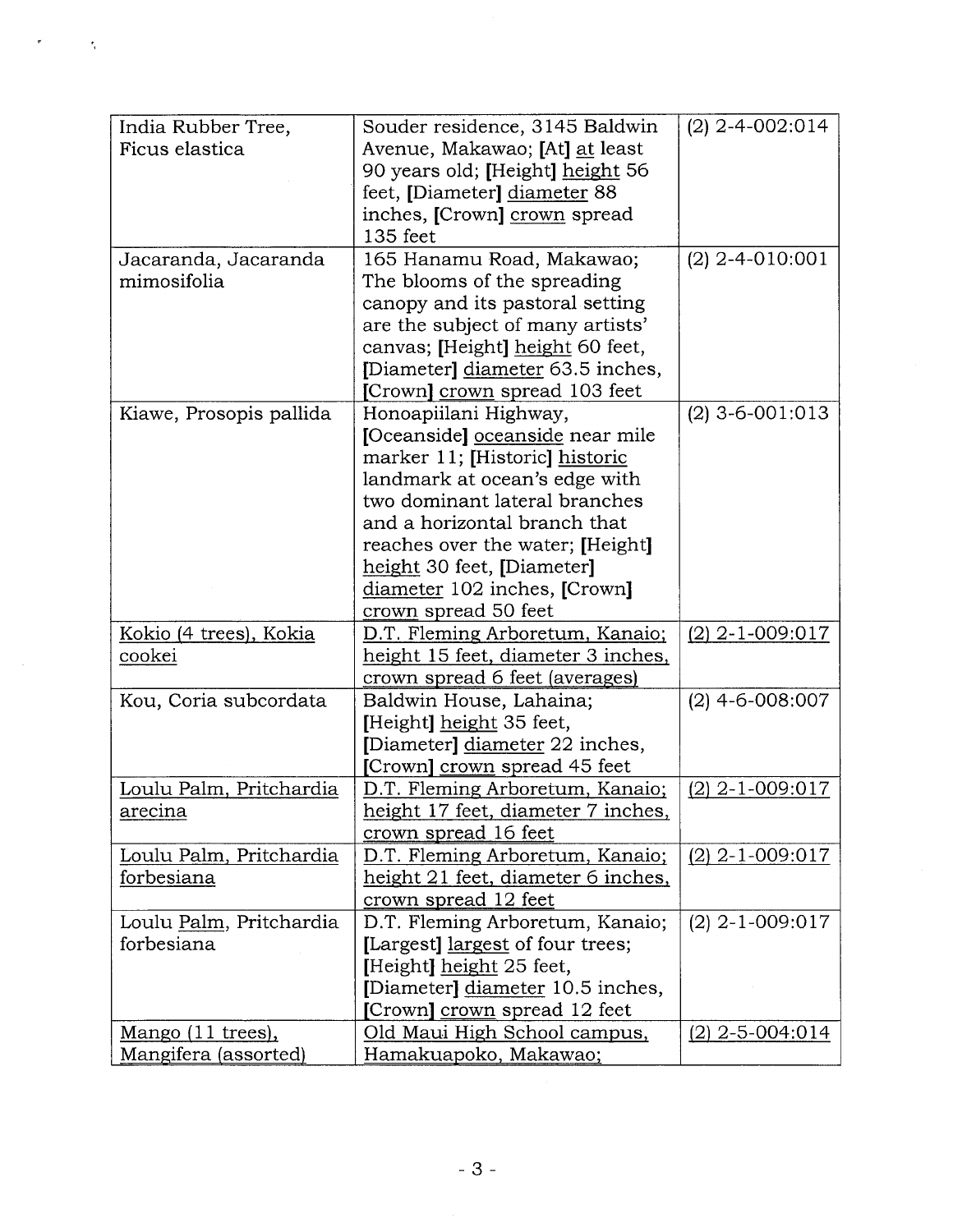| India Rubber Tree, Ficus elastica | Souder residence, 3145 Baldwin Avenue, Makawao; [At] at least 90 years old; [Height] height 56 feet, [Diameter] diameter 88 inches, [Crown] crown spread 135 feet | (2) 2-4-002:014 |
|---|---|---|
| Jacaranda, Jacaranda mimosifolia | 165 Hanamu Road, Makawao; The blooms of the spreading canopy and its pastoral setting are the subject of many artists' canvas; [Height] height 60 feet, [Diameter] diameter 63.5 inches, [Crown] crown spread 103 feet | (2) 2-4-010:001 |
| Kiawe, Prosopis pallida | Honoapiilani Highway, [Oceanside] oceanside near mile marker 11; [Historic] historic landmark at ocean's edge with two dominant lateral branches and a horizontal branch that reaches over the water; [Height] height 30 feet, [Diameter] diameter 102 inches, [Crown] crown spread 50 feet | (2) 3-6-001:013 |
| Kokio (4 trees), Kokia cookei | D.T. Fleming Arboretum, Kanaio; height 15 feet, diameter 3 inches, crown spread 6 feet (averages) | (2) 2-1-009:017 |
| Kou, Coria subcordata | Baldwin House, Lahaina; [Height] height 35 feet, [Diameter] diameter 22 inches, [Crown] crown spread 45 feet | (2) 4-6-008:007 |
| Loulu Palm, Pritchardia arecina | D.T. Fleming Arboretum, Kanaio; height 17 feet, diameter 7 inches, crown spread 16 feet | (2) 2-1-009:017 |
| Loulu Palm, Pritchardia forbesiana | D.T. Fleming Arboretum, Kanaio; height 21 feet, diameter 6 inches, crown spread 12 feet | (2) 2-1-009:017 |
| Loulu Palm, Pritchardia forbesiana | D.T. Fleming Arboretum, Kanaio; [Largest] largest of four trees; [Height] height 25 feet, [Diameter] diameter 10.5 inches, [Crown] crown spread 12 feet | (2) 2-1-009:017 |
| Mango (11 trees), Mangifera (assorted) | Old Maui High School campus, Hamakuapoko, Makawao; | (2) 2-5-004:014 |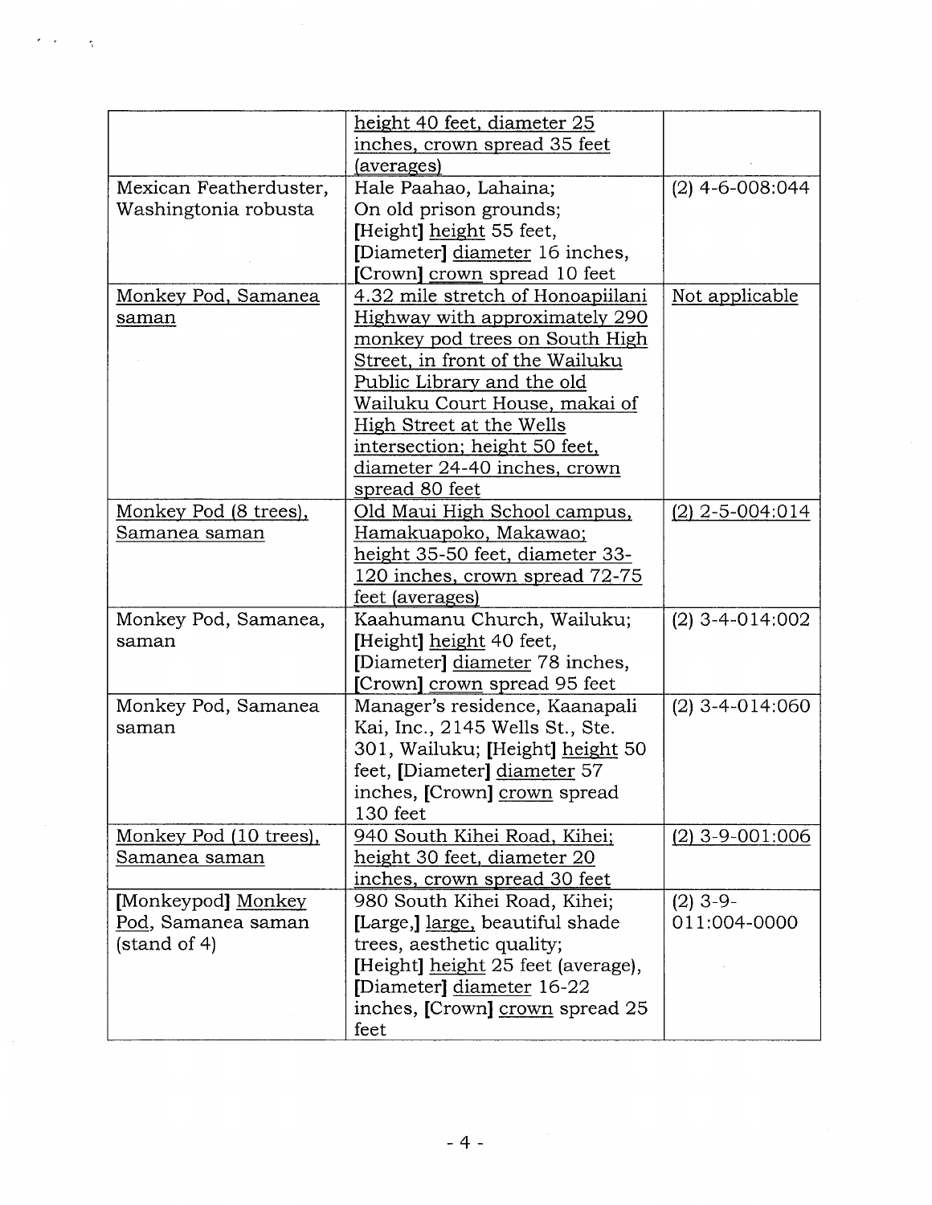| | | |
|---|---|---|
| | height 40 feet, diameter 25 inches, crown spread 35 feet (averages) | |
| Mexican Featherduster, Washingtonia robusta | Hale Paahao, Lahaina; On old prison grounds; [Height] height 55 feet, [Diameter] diameter 16 inches, [Crown] crown spread 10 feet | (2) 4-6-008:044 |
| Monkey Pod, Samanea saman | 4.32 mile stretch of Honoapiilani Highway with approximately 290 monkey pod trees on South High Street, in front of the Wailuku Public Library and the old Wailuku Court House, makai of High Street at the Wells intersection; height 50 feet, diameter 24-40 inches, crown spread 80 feet | Not applicable |
| Monkey Pod (8 trees), Samanea saman | Old Maui High School campus, Hamakuapoko, Makawao; height 35-50 feet, diameter 33-120 inches, crown spread 72-75 feet (averages) | (2) 2-5-004:014 |
| Monkey Pod, Samanea, saman | Kaahumanu Church, Wailuku; [Height] height 40 feet, [Diameter] diameter 78 inches, [Crown] crown spread 95 feet | (2) 3-4-014:002 |
| Monkey Pod, Samanea saman | Manager's residence, Kaanapali Kai, Inc., 2145 Wells St., Ste. 301, Wailuku; [Height] height 50 feet, [Diameter] diameter 57 inches, [Crown] crown spread 130 feet | (2) 3-4-014:060 |
| Monkey Pod (10 trees), Samanea saman | 940 South Kihei Road, Kihei; height 30 feet, diameter 20 inches, crown spread 30 feet | (2) 3-9-001:006 |
| [Monkeypod] Monkey Pod, Samanea saman (stand of 4) | 980 South Kihei Road, Kihei; [Large,] large, beautiful shade trees, aesthetic quality; [Height] height 25 feet (average), [Diameter] diameter 16-22 inches, [Crown] crown spread 25 feet | (2) 3-9-011:004-0000 |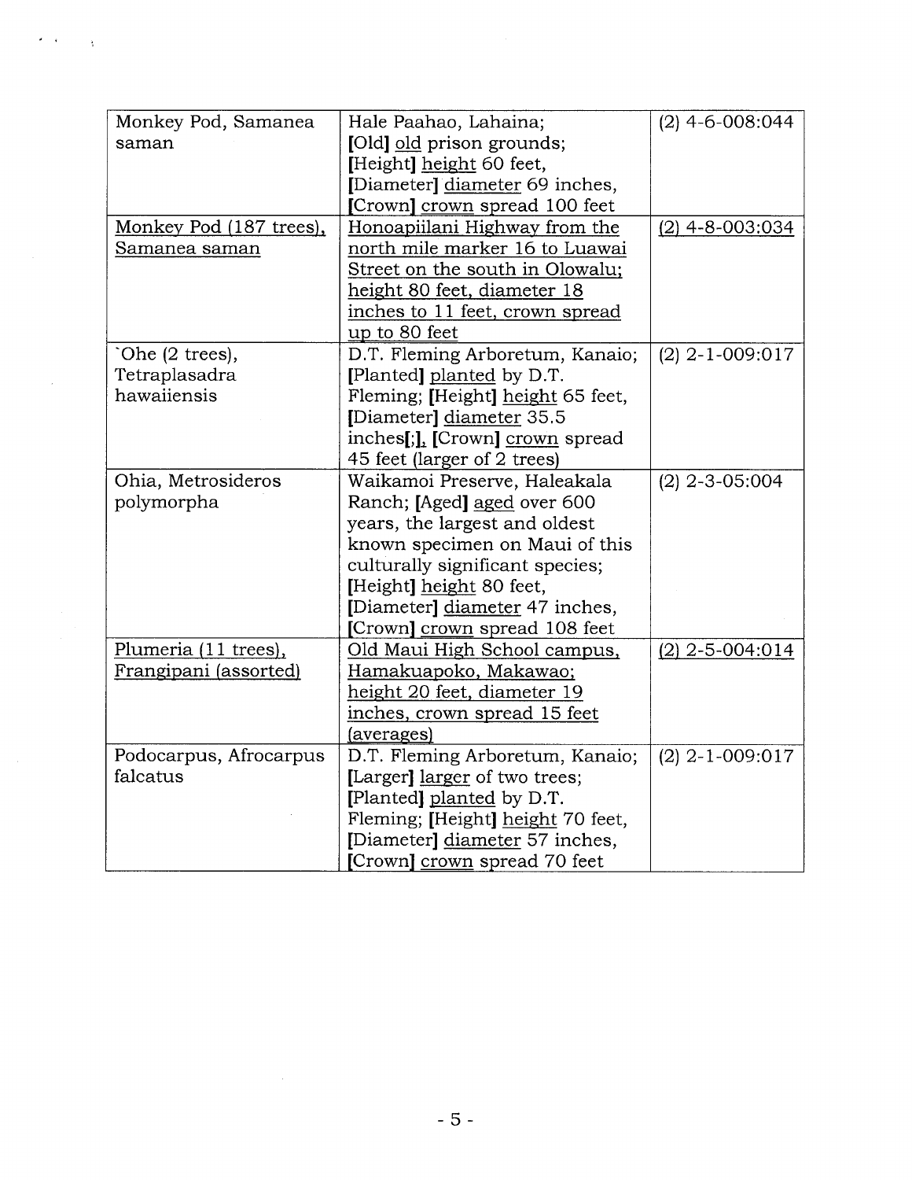| Monkey Pod, Samanea saman | Hale Paahao, Lahaina; [Old] old prison grounds; [Height] height 60 feet, [Diameter] diameter 69 inches, [Crown] crown spread 100 feet | (2) 4-6-008:044 |
|---|---|---|
| Monkey Pod (187 trees), Samanea saman | Honoapiilani Highway from the north mile marker 16 to Luawai Street on the south in Olowalu; height 80 feet, diameter 18 inches to 11 feet, crown spread up to 80 feet | (2) 4-8-003:034 |
| `Ohe (2 trees), Tetraplasadra hawaiiensis | D.T. Fleming Arboretum, Kanaio; [Planted] planted by D.T. Fleming; [Height] height 65 feet, [Diameter] diameter 35.5 inches[;], [Crown] crown spread 45 feet (larger of 2 trees) | (2) 2-1-009:017 |
| Ohia, Metrosideros polymorpha | Waikamoi Preserve, Haleakala Ranch; [Aged] aged over 600 years, the largest and oldest known specimen on Maui of this culturally significant species; [Height] height 80 feet, [Diameter] diameter 47 inches, [Crown] crown spread 108 feet | (2) 2-3-05:004 |
| Plumeria (11 trees), Frangipani (assorted) | Old Maui High School campus, Hamakuapoko, Makawao; height 20 feet, diameter 19 inches, crown spread 15 feet (averages) | (2) 2-5-004:014 |
| Podocarpus, Afrocarpus falcatus | D.T. Fleming Arboretum, Kanaio; [Larger] larger of two trees; [Planted] planted by D.T. Fleming; [Height] height 70 feet, [Diameter] diameter 57 inches, [Crown] crown spread 70 feet | (2) 2-1-009:017 |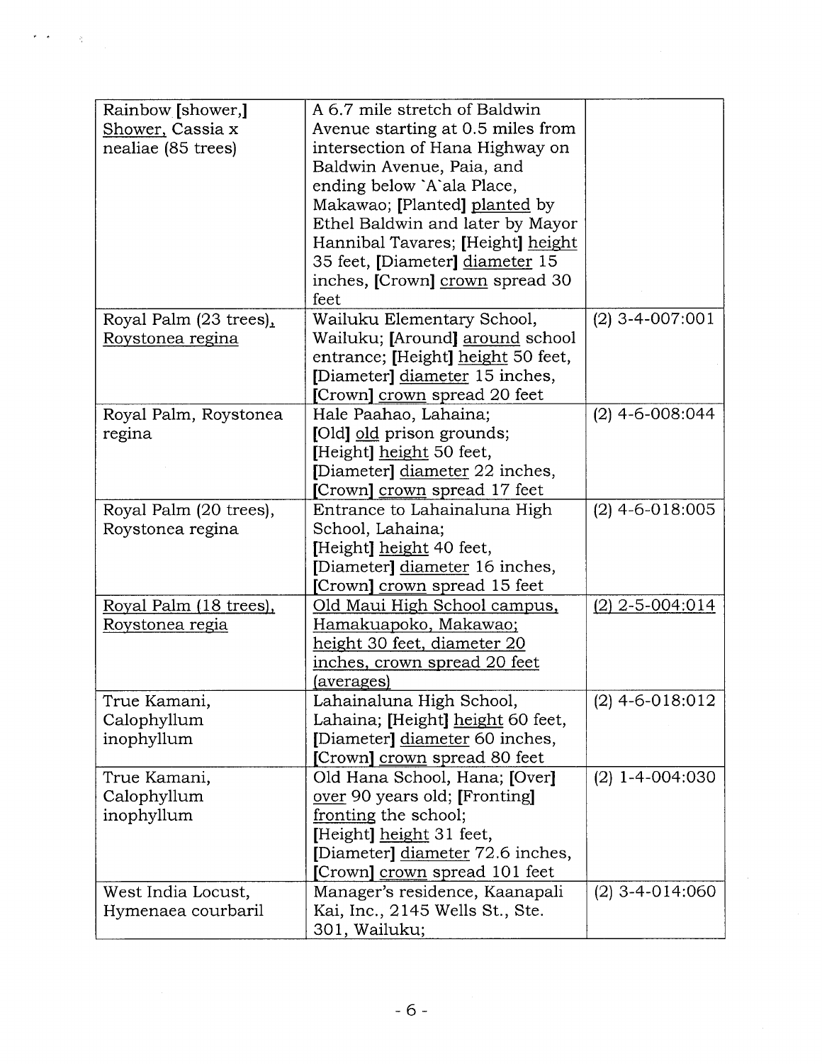| | | |
|---|---|---|
| Rainbow [shower,] Shower, Cassia x nealiae (85 trees) | A 6.7 mile stretch of Baldwin Avenue starting at 0.5 miles from intersection of Hana Highway on Baldwin Avenue, Paia, and ending below `A`ala Place, Makawao; [Planted] planted by Ethel Baldwin and later by Mayor Hannibal Tavares; [Height] height 35 feet, [Diameter] diameter 15 inches, [Crown] crown spread 30 feet | |
| Royal Palm (23 trees), Roystonea regina | Wailuku Elementary School, Wailuku; [Around] around school entrance; [Height] height 50 feet, [Diameter] diameter 15 inches, [Crown] crown spread 20 feet | (2) 3-4-007:001 |
| Royal Palm, Roystonea regina | Hale Paahao, Lahaina; [Old] old prison grounds; [Height] height 50 feet, [Diameter] diameter 22 inches, [Crown] crown spread 17 feet | (2) 4-6-008:044 |
| Royal Palm (20 trees), Roystonea regina | Entrance to Lahainaluna High School, Lahaina; [Height] height 40 feet, [Diameter] diameter 16 inches, [Crown] crown spread 15 feet | (2) 4-6-018:005 |
| Royal Palm (18 trees), Roystonea regia | Old Maui High School campus, Hamakuapoko, Makawao; height 30 feet, diameter 20 inches, crown spread 20 feet (averages) | (2) 2-5-004:014 |
| True Kamani, Calophyllum inophyllum | Lahainaluna High School, Lahaina; [Height] height 60 feet, [Diameter] diameter 60 inches, [Crown] crown spread 80 feet | (2) 4-6-018:012 |
| True Kamani, Calophyllum inophyllum | Old Hana School, Hana; [Over] over 90 years old; [Fronting] fronting the school; [Height] height 31 feet, [Diameter] diameter 72.6 inches, [Crown] crown spread 101 feet | (2) 1-4-004:030 |
| West India Locust, Hymenaea courbaril | Manager's residence, Kaanapali Kai, Inc., 2145 Wells St., Ste. 301, Wailuku; | (2) 3-4-014:060 |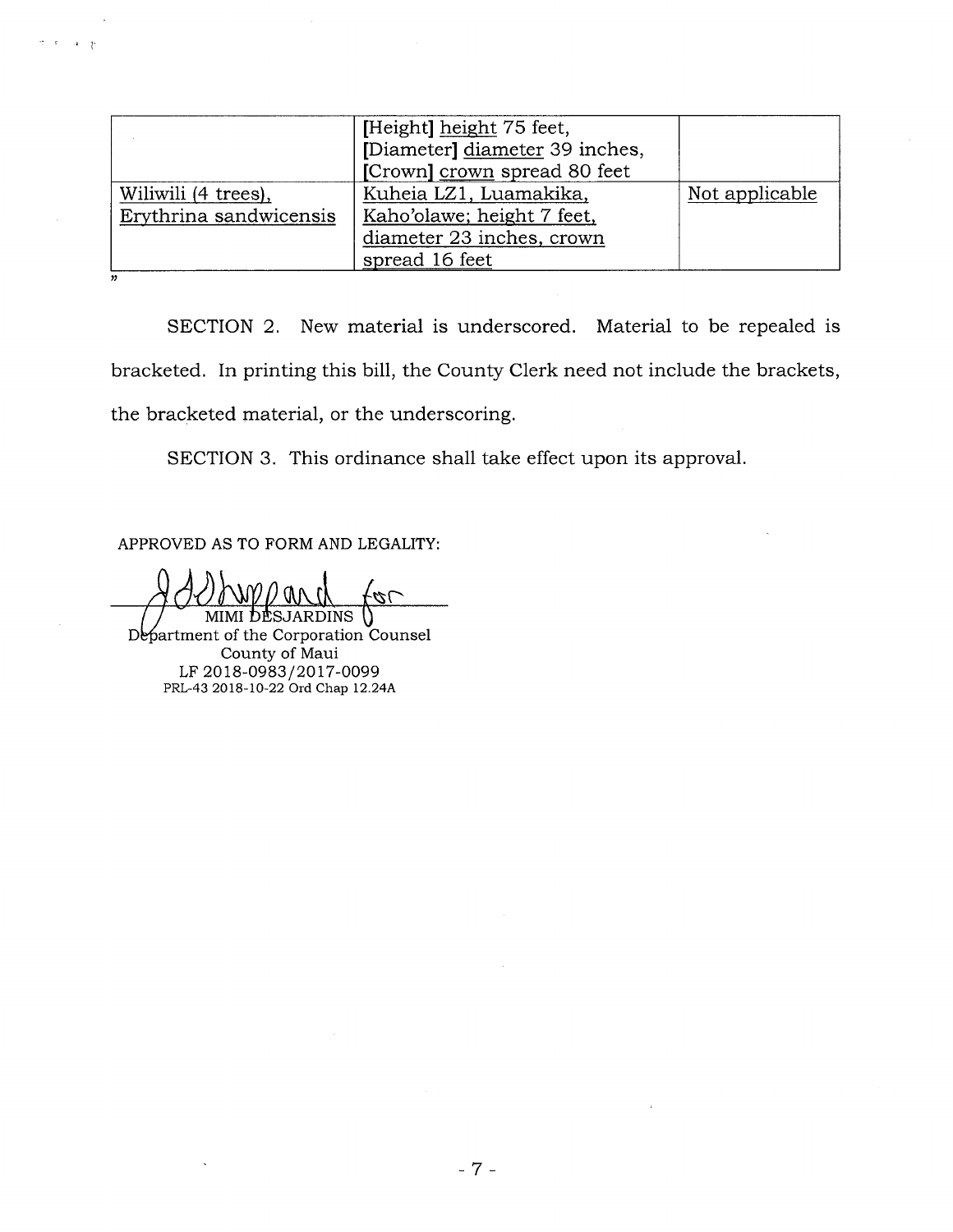| | | |
|---|---|---|
| | [Height] height 75 feet, [Diameter] diameter 39 inches, [Crown] crown spread 80 feet | |
| Wiliwili (4 trees), Erythrina sandwicensis | Kuheia LZ1, Luamakika, Kaho'olawe; height 7 feet, diameter 23 inches, crown spread 16 feet | Not applicable |

"

SECTION 2. New material is underscored. Material to be repealed is bracketed. In printing this bill, the County Clerk need not include the brackets, the bracketed material, or the underscoring.

SECTION 3. This ordinance shall take effect upon its approval.

APPROVED AS TO FORM AND LEGALITY:

MIMI DESJARDINS
Department of the Corporation Counsel
County of Maui
LF 2018-0983/2017-0099
PRL-43 2018-10-22 Ord Chap 12.24A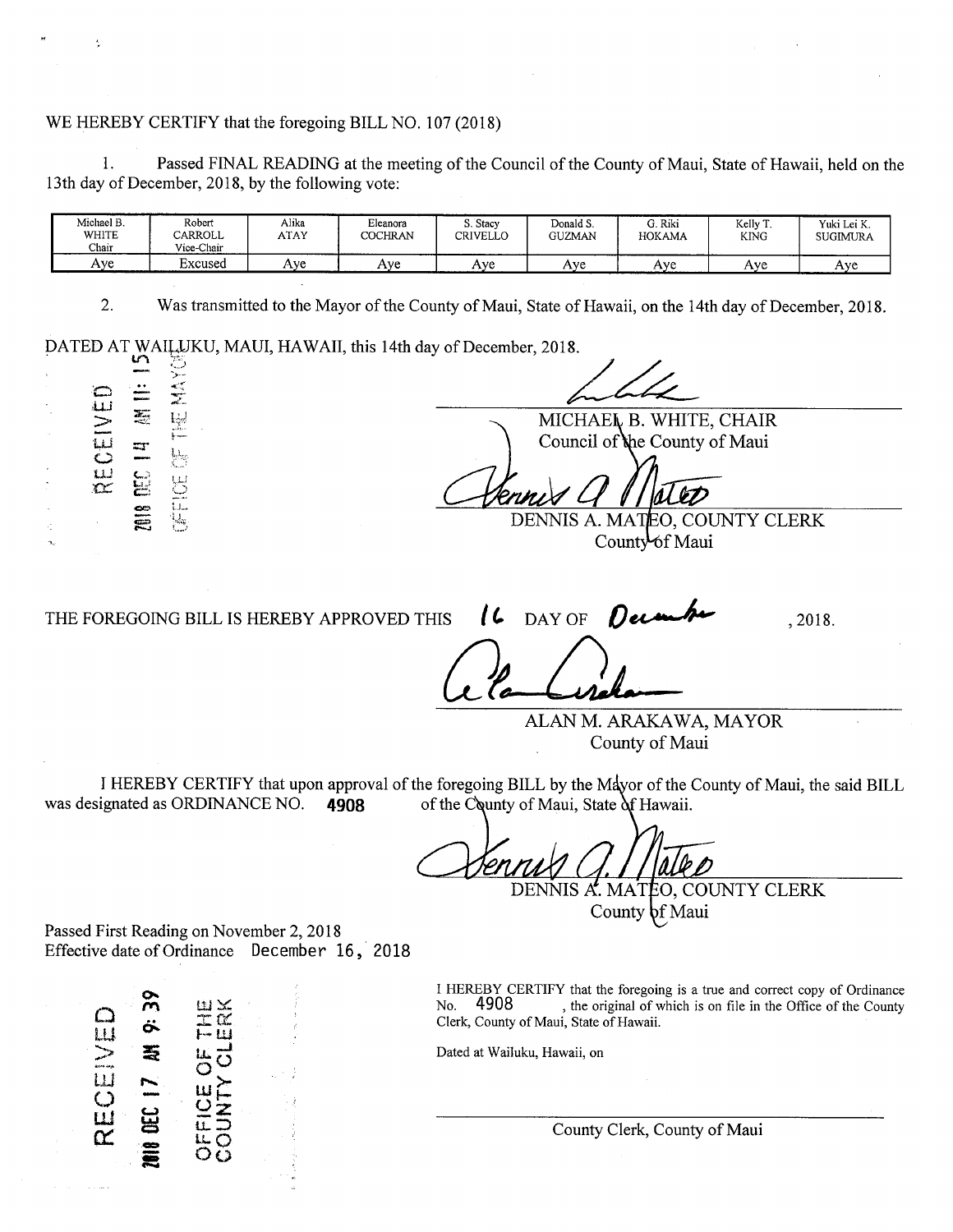WE HEREBY CERTIFY that the foregoing BILL NO. 107 (2018)

1. Passed FINAL READING at the meeting of the Council of the County of Maui, State of Hawaii, held on the 13th day of December, 2018, by the following vote:

| Michael B. WHITE Chair | Robert CARROLL Vice-Chair | Alika ATAY | Eleanora COCHRAN | S. Stacy CRIVELLO | Donald S. GUZMAN | G. Riki HOKAMA | Kelly T. KING | Yuki Lei K. SUGIMURA |
|---|---|---|---|---|---|---|---|---|
| Aye | Excused | Aye | Aye | Aye | Aye | Aye | Aye | Aye |

2. Was transmitted to the Mayor of the County of Maui, State of Hawaii, on the 14th day of December, 2018.

DATED AT WAILUKU, MAUI, HAWAII, this 14th day of December, 2018.

RECEIVED 2018 DEC 14 AM 11:15 OFFICE OF THE MAYOR

MICHAEL B. WHITE, CHAIR
Council of the County of Maui

DENNIS A. MATEO, COUNTY CLERK
County of Maui

THE FOREGOING BILL IS HEREBY APPROVED THIS 16 DAY OF December, 2018.

ALAN M. ARAKAWA, MAYOR
County of Maui

I HEREBY CERTIFY that upon approval of the foregoing BILL by the Mayor of the County of Maui, the said BILL was designated as ORDINANCE NO. **4908** of the County of Maui, State of Hawaii.

DENNIS A. MATEO, COUNTY CLERK
County of Maui

Passed First Reading on November 2, 2018
Effective date of Ordinance December 16, 2018

RECEIVED 2018 DEC 17 AM 9:39 OFFICE OF THE COUNTY CLERK

I HEREBY CERTIFY that the foregoing is a true and correct copy of Ordinance No. 4908, the original of which is on file in the Office of the County Clerk, County of Maui, State of Hawaii.

Dated at Wailuku, Hawaii, on

County Clerk, County of Maui